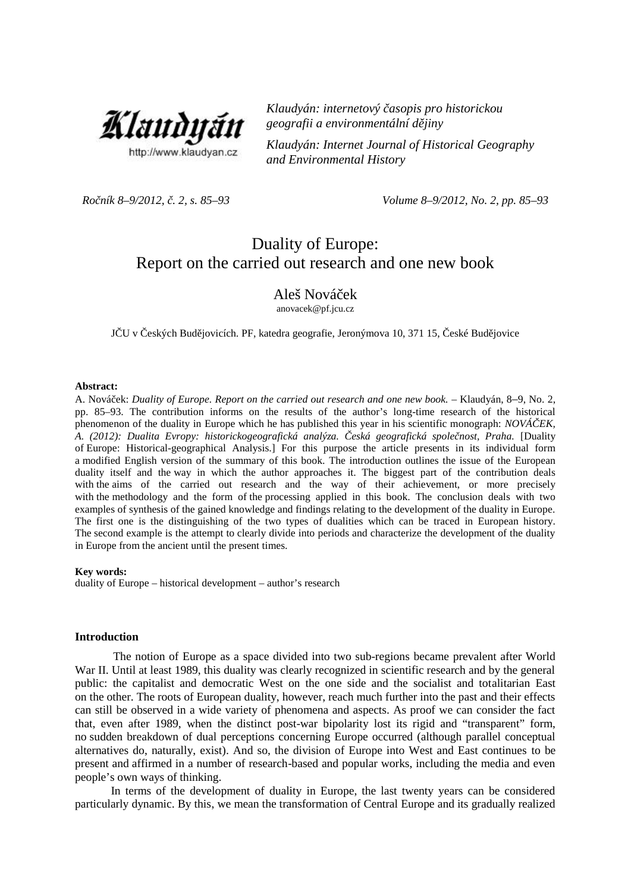*Klaudyán: internetový časopis pro historickou geografii a environmentální dějiny*

*Klaudyán: Internet Journal of Historical Geography and Environmental History*

# Duality of Europe: Report on the carried out research and one new book

**Aleš Nováček**

anovacek@pf.jcu.cz

JČU v Českých Budějovicích. PF, katedra geografie, Jeronýmova 10, 371 15, České Budějovice

**Abstract:**

A. Nováček: *Duality of Europe. Report on the carried out research and one new book.* – Klaudyán, 8–9, No. 2, pp. 85–93. The contribution informs on the results of the author's long-time research of the historical phenomenon of the duality in Europe which he has published this year in his scientific monograph: *NOVÁČEK, A. (2012): Dualita Evropy: historickogeografická analýza. Česká geografická společnost, Praha.* [Duality of Europe: Historical-geographical Analysis.] For this purpose the article presents in its individual form a modified English version of the summary of this book. The introduction outlines the issue of the European duality itself and the way in which the author approaches it. The biggest part of the contribution deals with the aims of the carried out research and the way of their achievement, or more precisely with the methodology and the form of the processing applied in this book. The conclusion deals with two examples of synthesis of the gained knowledge and findings relating to the development of the duality in Europe. The first one is the distinguishing of the two types of dualities which can be traced in European history. The second example is the attempt to clearly divide into periods and characterize the development of the duality in Europe from the ancient until the present times.

**Key words:**

duality of Europe – historical development – author's research

## Introduction

The notion of Europe as a space divided into two sub-regions became prevalent after World War II. Until at least 1989, this duality was clearly recognized in scientific research and by the general public: the capitalist and democratic West on the one side and the socialist and totalitarian East on the other. The roots of European duality, however, reach much further into the past and their effects can still be observed in a wide variety of phenomena and aspects. As proof we can consider the fact that, even after 1989, when the distinct post-war bipolarity lost its rigid and "transparent" form, no sudden breakdown of dual perceptions concerning Europe occurred (although parallel conceptual alternatives do, naturally, exist). And so, the division of Europe into West and East continues to be present and affirmed in a number of research-based and popular works, including the media and even people's own ways of thinking.

In terms of the development of duality in Europe, the last twenty years can be considered particularly dynamic. By this, we mean the transformation of Central Europe and its gradually realized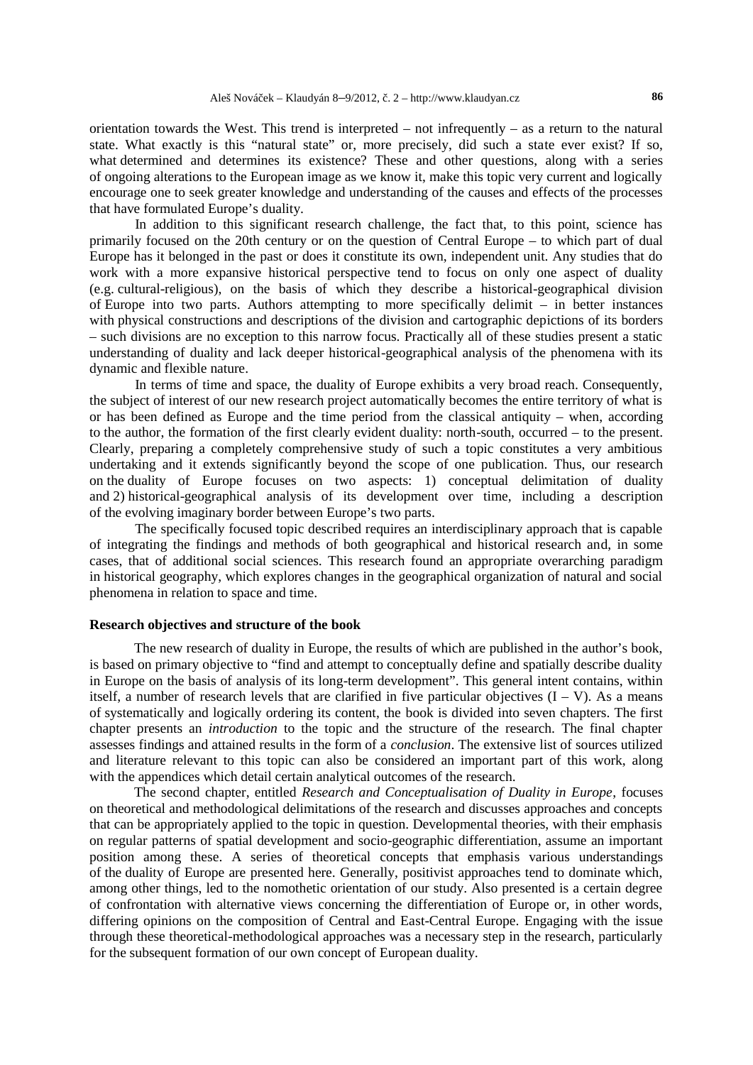orientation towards the West. This trend is interpreted – not infrequently – as a return to the natural state. What exactly is this "natural state" or, more precisely, did such a state ever exist? If so, what determined and determines its existence? These and other questions, along with a series of ongoing alterations to the European image as we know it, make this topic very current and logically encourage one to seek greater knowledge and understanding of the causes and effects of the processes that have formulated Europe's duality.

In addition to this significant research challenge, the fact that, to this point, science has primarily focused on the 20th century or on the question of Central Europe – to which part of dual Europe has it belonged in the past or does it constitute its own, independent unit. Any studies that do work with a more expansive historical perspective tend to focus on only one aspect of duality (e.g. cultural-religious), on the basis of which they describe a historical-geographical division of Europe into two parts. Authors attempting to more specifically delimit – in better instances with physical constructions and descriptions of the division and cartographic depictions of its borders – such divisions are no exception to this narrow focus. Practically all of these studies present a static understanding of duality and lack deeper historical-geographical analysis of the phenomena with its dynamic and flexible nature.

In terms of time and space, the duality of Europe exhibits a very broad reach. Consequently, the subject of interest of our new research project automatically becomes the entire territory of what is or has been defined as Europe and the time period from the classical antiquity – when, according to the author, the formation of the first clearly evident duality: north-south, occurred – to the present. Clearly, preparing a completely comprehensive study of such a topic constitutes a very ambitious undertaking and it extends significantly beyond the scope of one publication. Thus, our research on the duality of Europe focuses on two aspects: 1) conceptual delimitation of duality and 2) historical-geographical analysis of its development over time, including a description of the evolving imaginary border between Europe's two parts.

The specifically focused topic described requires an interdisciplinary approach that is capable of integrating the findings and methods of both geographical and historical research and, in some cases, that of additional social sciences. This research found an appropriate overarching paradigm in historical geography, which explores changes in the geographical organization of natural and social phenomena in relation to space and time.

## Research objectives and structure of the book

The new research of duality in Europe, the results of which are published in the author's book, is based on primary objective to "find and attempt to conceptually define and spatially describe duality in Europe on the basis of analysis of its long-term development". This general intent contains, within itself, a number of research levels that are clarified in five particular objectives (I – V). As a means of systematically and logically ordering its content, the book is divided into seven chapters. The first chapter presents an *introduction* to the topic and the structure of the research. The final chapter assesses findings and attained results in the form of a *conclusion*. The extensive list of sources utilized and literature relevant to this topic can also be considered an important part of this work, along with the appendices which detail certain analytical outcomes of the research.

The second chapter, entitled *Research and Conceptualisation of Duality in Europe*, focuses on theoretical and methodological delimitations of the research and discusses approaches and concepts that can be appropriately applied to the topic in question. Developmental theories, with their emphasis on regular patterns of spatial development and socio-geographic differentiation, assume an important position among these. A series of theoretical concepts that emphasis various understandings of the duality of Europe are presented here. Generally, positivist approaches tend to dominate which, among other things, led to the nomothetic orientation of our study. Also presented is a certain degree of confrontation with alternative views concerning the differentiation of Europe or, in other words, differing opinions on the composition of Central and East-Central Europe. Engaging with the issue through these theoretical-methodological approaches was a necessary step in the research, particularly for the subsequent formation of our own concept of European duality.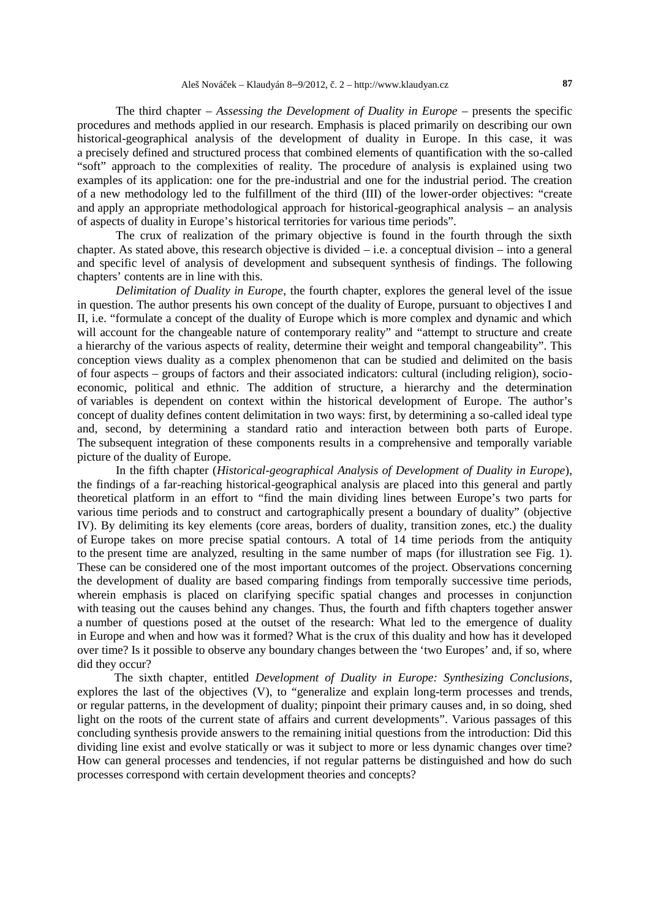The third chapter – *Assessing the Development of Duality in Europe* – presents the specific procedures and methods applied in our research. Emphasis is placed primarily on describing our own historical-geographical analysis of the development of duality in Europe. In this case, it was a precisely defined and structured process that combined elements of quantification with the so-called "soft" approach to the complexities of reality. The procedure of analysis is explained using two examples of its application: one for the pre-industrial and one for the industrial period. The creation of a new methodology led to the fulfillment of the third (III) of the lower-order objectives: "create and apply an appropriate methodological approach for historical-geographical analysis – an analysis of aspects of duality in Europe's historical territories for various time periods".

The crux of realization of the primary objective is found in the fourth through the sixth chapter. As stated above, this research objective is divided – i.e. a conceptual division – into a general and specific level of analysis of development and subsequent synthesis of findings. The following chapters' contents are in line with this.

*Delimitation of Duality in Europe*, the fourth chapter, explores the general level of the issue in question. The author presents his own concept of the duality of Europe, pursuant to objectives I and II, i.e. "formulate a concept of the duality of Europe which is more complex and dynamic and which will account for the changeable nature of contemporary reality" and "attempt to structure and create a hierarchy of the various aspects of reality, determine their weight and temporal changeability". This conception views duality as a complex phenomenon that can be studied and delimited on the basis of four aspects – groups of factors and their associated indicators: cultural (including religion), socio-economic, political and ethnic. The addition of structure, a hierarchy and the determination of variables is dependent on context within the historical development of Europe. The author's concept of duality defines content delimitation in two ways: first, by determining a so-called ideal type and, second, by determining a standard ratio and interaction between both parts of Europe. The subsequent integration of these components results in a comprehensive and temporally variable picture of the duality of Europe.

In the fifth chapter (*Historical-geographical Analysis of Development of Duality in Europe*), the findings of a far-reaching historical-geographical analysis are placed into this general and partly theoretical platform in an effort to "find the main dividing lines between Europe's two parts for various time periods and to construct and cartographically present a boundary of duality" (objective IV). By delimiting its key elements (core areas, borders of duality, transition zones, etc.) the duality of Europe takes on more precise spatial contours. A total of 14 time periods from the antiquity to the present time are analyzed, resulting in the same number of maps (for illustration see Fig. 1). These can be considered one of the most important outcomes of the project. Observations concerning the development of duality are based comparing findings from temporally successive time periods, wherein emphasis is placed on clarifying specific spatial changes and processes in conjunction with teasing out the causes behind any changes. Thus, the fourth and fifth chapters together answer a number of questions posed at the outset of the research: What led to the emergence of duality in Europe and when and how was it formed? What is the crux of this duality and how has it developed over time? Is it possible to observe any boundary changes between the 'two Europes' and, if so, where did they occur?

The sixth chapter, entitled *Development of Duality in Europe: Synthesizing Conclusions*, explores the last of the objectives (V), to "generalize and explain long-term processes and trends, or regular patterns, in the development of duality; pinpoint their primary causes and, in so doing, shed light on the roots of the current state of affairs and current developments". Various passages of this concluding synthesis provide answers to the remaining initial questions from the introduction: Did this dividing line exist and evolve statically or was it subject to more or less dynamic changes over time? How can general processes and tendencies, if not regular patterns be distinguished and how do such processes correspond with certain development theories and concepts?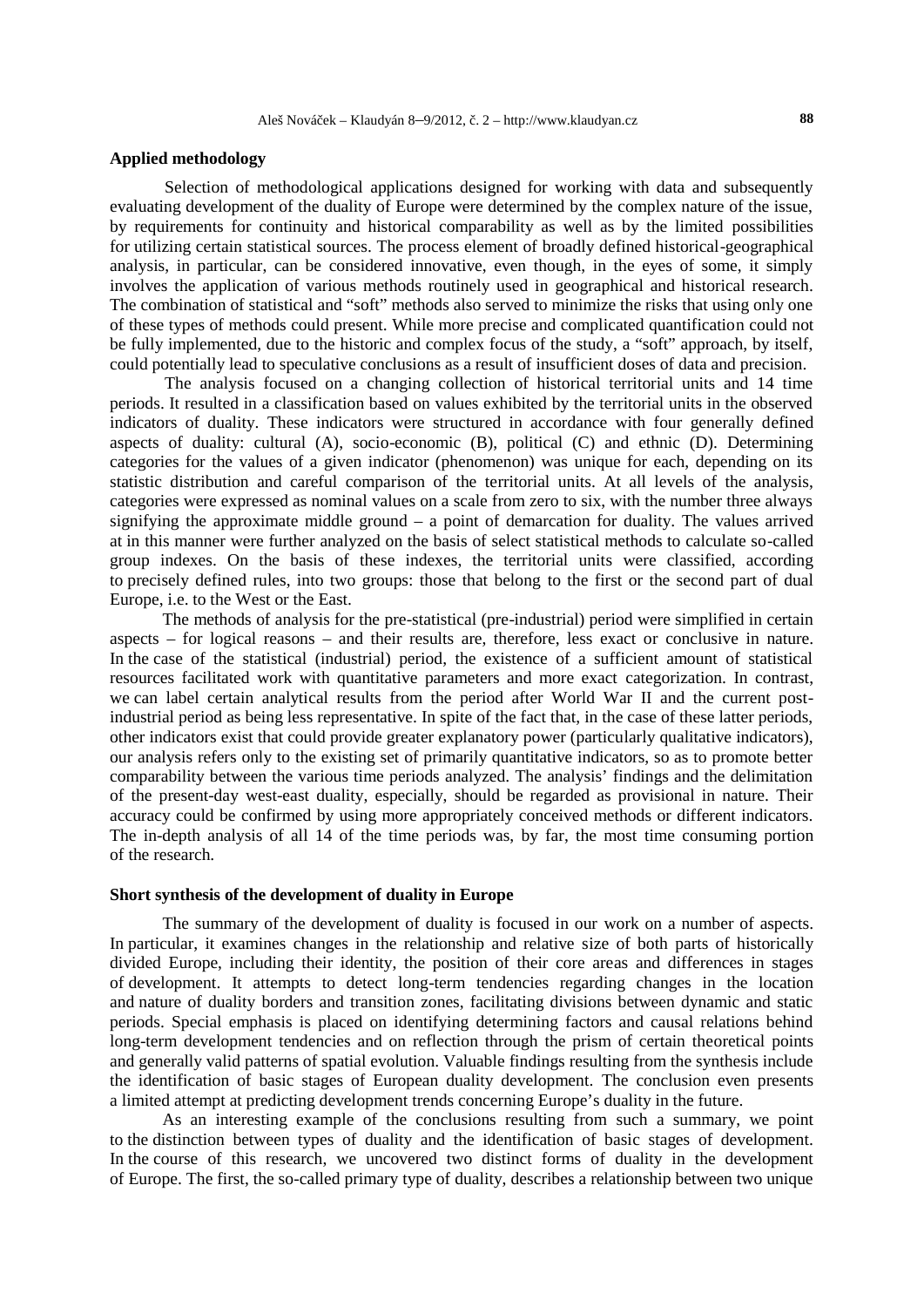## Applied methodology

Selection of methodological applications designed for working with data and subsequently evaluating development of the duality of Europe were determined by the complex nature of the issue, by requirements for continuity and historical comparability as well as by the limited possibilities for utilizing certain statistical sources. The process element of broadly defined historical-geographical analysis, in particular, can be considered innovative, even though, in the eyes of some, it simply involves the application of various methods routinely used in geographical and historical research. The combination of statistical and "soft" methods also served to minimize the risks that using only one of these types of methods could present. While more precise and complicated quantification could not be fully implemented, due to the historic and complex focus of the study, a "soft" approach, by itself, could potentially lead to speculative conclusions as a result of insufficient doses of data and precision.

The analysis focused on a changing collection of historical territorial units and 14 time periods. It resulted in a classification based on values exhibited by the territorial units in the observed indicators of duality. These indicators were structured in accordance with four generally defined aspects of duality: cultural (A), socio-economic (B), political (C) and ethnic (D). Determining categories for the values of a given indicator (phenomenon) was unique for each, depending on its statistic distribution and careful comparison of the territorial units. At all levels of the analysis, categories were expressed as nominal values on a scale from zero to six, with the number three always signifying the approximate middle ground – a point of demarcation for duality. The values arrived at in this manner were further analyzed on the basis of select statistical methods to calculate so-called group indexes. On the basis of these indexes, the territorial units were classified, according to precisely defined rules, into two groups: those that belong to the first or the second part of dual Europe, i.e. to the West or the East.

The methods of analysis for the pre-statistical (pre-industrial) period were simplified in certain aspects – for logical reasons – and their results are, therefore, less exact or conclusive in nature. In the case of the statistical (industrial) period, the existence of a sufficient amount of statistical resources facilitated work with quantitative parameters and more exact categorization. In contrast, we can label certain analytical results from the period after World War II and the current post-industrial period as being less representative. In spite of the fact that, in the case of these latter periods, other indicators exist that could provide greater explanatory power (particularly qualitative indicators), our analysis refers only to the existing set of primarily quantitative indicators, so as to promote better comparability between the various time periods analyzed. The analysis' findings and the delimitation of the present-day west-east duality, especially, should be regarded as provisional in nature. Their accuracy could be confirmed by using more appropriately conceived methods or different indicators. The in-depth analysis of all 14 of the time periods was, by far, the most time consuming portion of the research.

## Short synthesis of the development of duality in Europe

The summary of the development of duality is focused in our work on a number of aspects. In particular, it examines changes in the relationship and relative size of both parts of historically divided Europe, including their identity, the position of their core areas and differences in stages of development. It attempts to detect long-term tendencies regarding changes in the location and nature of duality borders and transition zones, facilitating divisions between dynamic and static periods. Special emphasis is placed on identifying determining factors and causal relations behind long-term development tendencies and on reflection through the prism of certain theoretical points and generally valid patterns of spatial evolution. Valuable findings resulting from the synthesis include the identification of basic stages of European duality development. The conclusion even presents a limited attempt at predicting development trends concerning Europe's duality in the future.

As an interesting example of the conclusions resulting from such a summary, we point to the distinction between types of duality and the identification of basic stages of development. In the course of this research, we uncovered two distinct forms of duality in the development of Europe. The first, the so-called primary type of duality, describes a relationship between two unique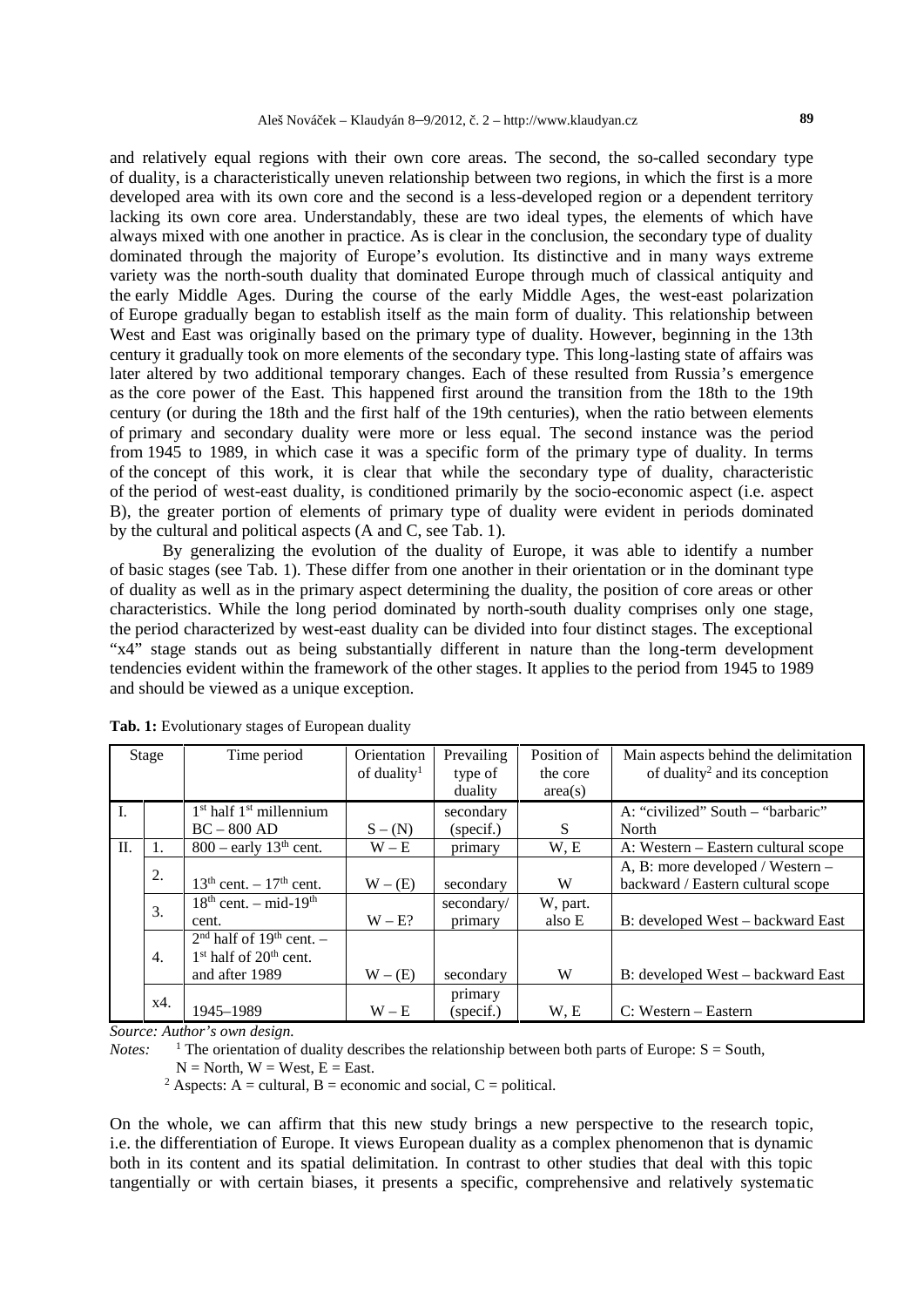and relatively equal regions with their own core areas. The second, the so-called secondary type of duality, is a characteristically uneven relationship between two regions, in which the first is a more developed area with its own core and the second is a less-developed region or a dependent territory lacking its own core area. Understandably, these are two ideal types, the elements of which have always mixed with one another in practice. As is clear in the conclusion, the secondary type of duality dominated through the majority of Europe's evolution. Its distinctive and in many ways extreme variety was the north-south duality that dominated Europe through much of classical antiquity and the early Middle Ages. During the course of the early Middle Ages, the west-east polarization of Europe gradually began to establish itself as the main form of duality. This relationship between West and East was originally based on the primary type of duality. However, beginning in the 13th century it gradually took on more elements of the secondary type. This long-lasting state of affairs was later altered by two additional temporary changes. Each of these resulted from Russia's emergence as the core power of the East. This happened first around the transition from the 18th to the 19th century (or during the 18th and the first half of the 19th centuries), when the ratio between elements of primary and secondary duality were more or less equal. The second instance was the period from 1945 to 1989, in which case it was a specific form of the primary type of duality. In terms of the concept of this work, it is clear that while the secondary type of duality, characteristic of the period of west-east duality, is conditioned primarily by the socio-economic aspect (i.e. aspect B), the greater portion of elements of primary type of duality were evident in periods dominated by the cultural and political aspects (A and C, see Tab. 1).

By generalizing the evolution of the duality of Europe, it was able to identify a number of basic stages (see Tab. 1). These differ from one another in their orientation or in the dominant type of duality as well as in the primary aspect determining the duality, the position of core areas or other characteristics. While the long period dominated by north-south duality comprises only one stage, the period characterized by west-east duality can be divided into four distinct stages. The exceptional "x4" stage stands out as being substantially different in nature than the long-term development tendencies evident within the framework of the other stages. It applies to the period from 1945 to 1989 and should be viewed as a unique exception.

**Tab. 1:** Evolutionary stages of European duality

| Stage | | Time period | Orientation of duality[1] | Prevailing type of duality | Position of the core area(s) | Main aspects behind the delimitation of duality[2] and its conception |
|---|---|---|---|---|---|---|
| I. | | 1st half 1st millennium BC – 800 AD | S – (N) | secondary (specif.) | S | A: "civilized" South – "barbaric" North |
| II. | 1. | 800 – early 13th cent. | W – E | primary | W, E | A: Western – Eastern cultural scope |
| | 2. | 13th cent. – 17th cent. | W – (E) | secondary | W | A, B: more developed / Western – backward / Eastern cultural scope |
| | 3. | 18th cent. – mid-19th cent. | W – E? | secondary/ primary | W, part. also E | B: developed West – backward East |
| | 4. | 2nd half of 19th cent. – 1st half of 20th cent. and after 1989 | W – (E) | secondary | W | B: developed West – backward East |
| | x4. | 1945–1989 | W – E | primary (specif.) | W, E | C: Western – Eastern |

*Source: Author's own design.*

*Notes:* [1] The orientation of duality describes the relationship between both parts of Europe: S = South, N = North, W = West, E = East.

[2] Aspects: A = cultural, B = economic and social, C = political.

On the whole, we can affirm that this new study brings a new perspective to the research topic, i.e. the differentiation of Europe. It views European duality as a complex phenomenon that is dynamic both in its content and its spatial delimitation. In contrast to other studies that deal with this topic tangentially or with certain biases, it presents a specific, comprehensive and relatively systematic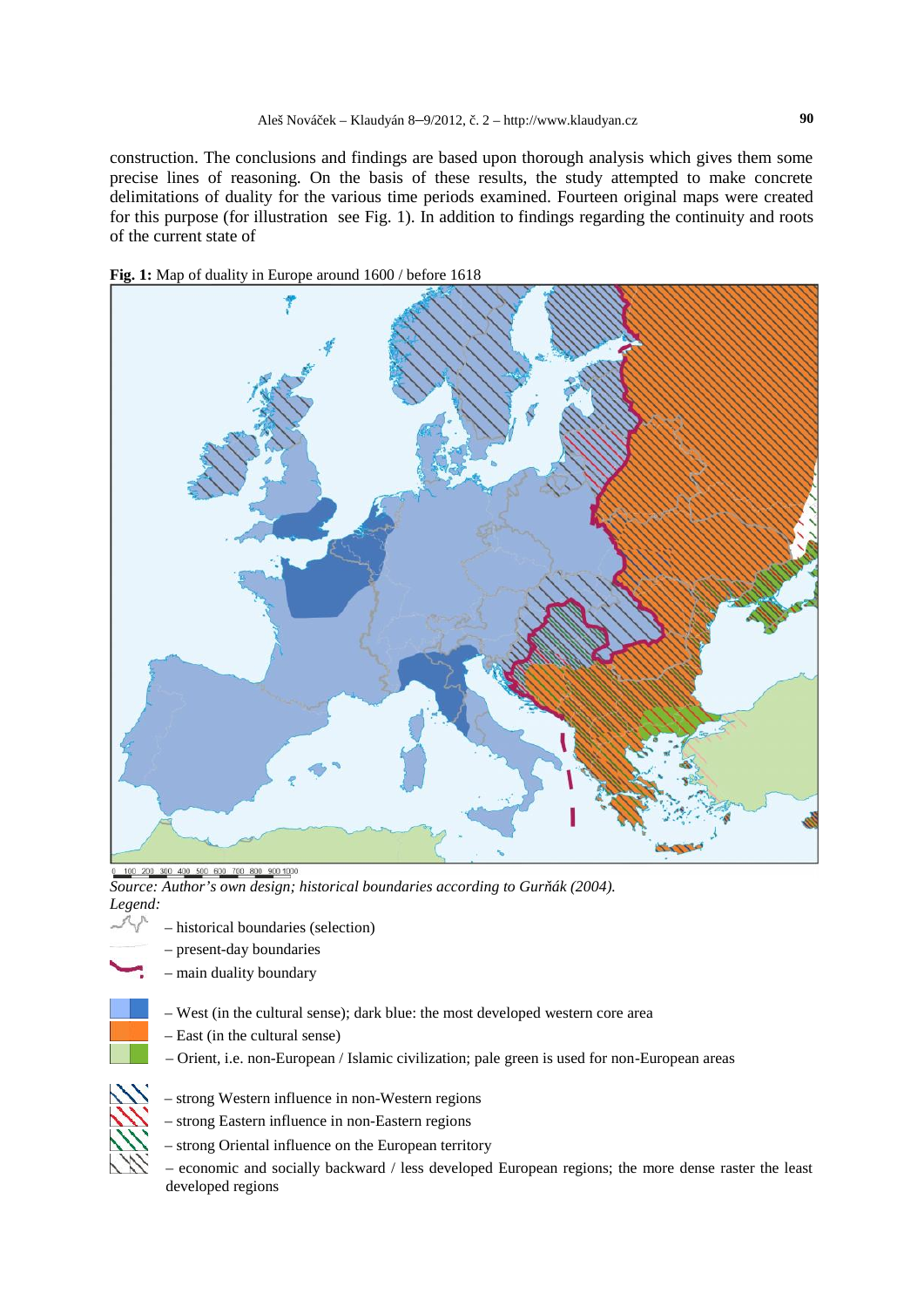construction. The conclusions and findings are based upon thorough analysis which gives them some precise lines of reasoning. On the basis of these results, the study attempted to make concrete delimitations of duality for the various time periods examined. Fourteen original maps were created for this purpose (for illustration see Fig. 1). In addition to findings regarding the continuity and roots of the current state of

**Fig. 1:** Map of duality in Europe around 1600 / before 1618

*Source: Author's own design; historical boundaries according to Gurňák (2004).*

*Legend:*

– historical boundaries (selection)

– present-day boundaries

– main duality boundary

– West (in the cultural sense); dark blue: the most developed western core area

– East (in the cultural sense)

– Orient, i.e. non-European / Islamic civilization; pale green is used for non-European areas

– strong Western influence in non-Western regions

– strong Eastern influence in non-Eastern regions

– strong Oriental influence on the European territory

– economic and socially backward / less developed European regions; the more dense raster the least developed regions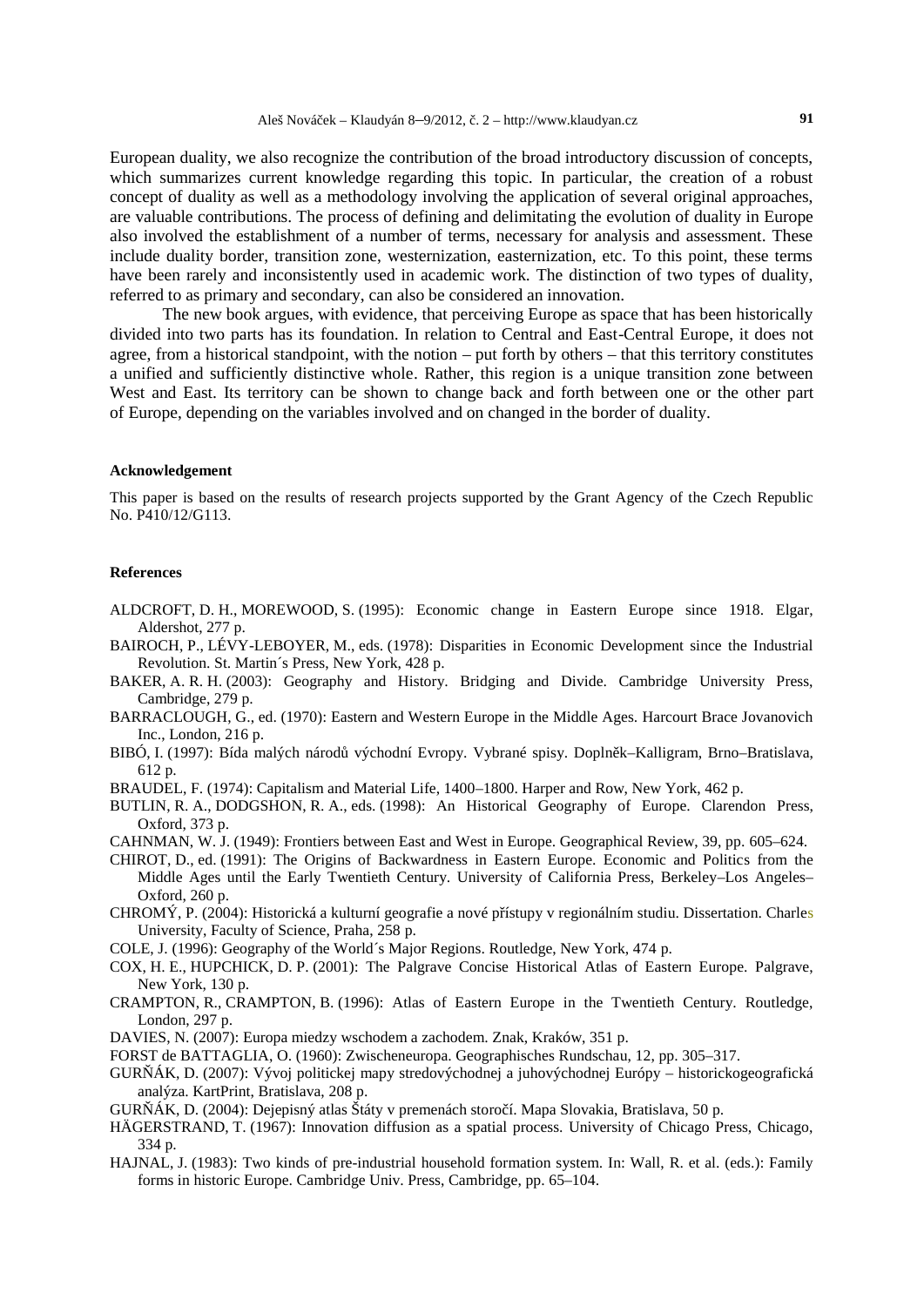European duality, we also recognize the contribution of the broad introductory discussion of concepts, which summarizes current knowledge regarding this topic. In particular, the creation of a robust concept of duality as well as a methodology involving the application of several original approaches, are valuable contributions. The process of defining and delimitating the evolution of duality in Europe also involved the establishment of a number of terms, necessary for analysis and assessment. These include duality border, transition zone, westernization, easternization, etc. To this point, these terms have been rarely and inconsistently used in academic work. The distinction of two types of duality, referred to as primary and secondary, can also be considered an innovation.

The new book argues, with evidence, that perceiving Europe as space that has been historically divided into two parts has its foundation. In relation to Central and East-Central Europe, it does not agree, from a historical standpoint, with the notion – put forth by others – that this territory constitutes a unified and sufficiently distinctive whole. Rather, this region is a unique transition zone between West and East. Its territory can be shown to change back and forth between one or the other part of Europe, depending on the variables involved and on changed in the border of duality.

#### Acknowledgement

This paper is based on the results of research projects supported by the Grant Agency of the Czech Republic No. P410/12/G113.

#### References

ALDCROFT, D. H., MOREWOOD, S. (1995): Economic change in Eastern Europe since 1918. Elgar, Aldershot, 277 p.

BAIROCH, P., LÉVY-LEBOYER, M., eds. (1978): Disparities in Economic Development since the Industrial Revolution. St. Martin´s Press, New York, 428 p.

BAKER, A. R. H. (2003): Geography and History. Bridging and Divide. Cambridge University Press, Cambridge, 279 p.

BARRACLOUGH, G., ed. (1970): Eastern and Western Europe in the Middle Ages. Harcourt Brace Jovanovich Inc., London, 216 p.

BIBÓ, I. (1997): Bída malých národů východní Evropy. Vybrané spisy. Doplněk–Kalligram, Brno–Bratislava, 612 p.

BRAUDEL, F. (1974): Capitalism and Material Life, 1400–1800. Harper and Row, New York, 462 p.

BUTLIN, R. A., DODGSHON, R. A., eds. (1998): An Historical Geography of Europe. Clarendon Press, Oxford, 373 p.

CAHNMAN, W. J. (1949): Frontiers between East and West in Europe. Geographical Review, 39, pp. 605–624.

CHIROT, D., ed. (1991): The Origins of Backwardness in Eastern Europe. Economic and Politics from the Middle Ages until the Early Twentieth Century. University of California Press, Berkeley–Los Angeles–Oxford, 260 p.

CHROMÝ, P. (2004): Historická a kulturní geografie a nové přístupy v regionálním studiu. Dissertation. Charles University, Faculty of Science, Praha, 258 p.

COLE, J. (1996): Geography of the World´s Major Regions. Routledge, New York, 474 p.

COX, H. E., HUPCHICK, D. P. (2001): The Palgrave Concise Historical Atlas of Eastern Europe. Palgrave, New York, 130 p.

CRAMPTON, R., CRAMPTON, B. (1996): Atlas of Eastern Europe in the Twentieth Century. Routledge, London, 297 p.

DAVIES, N. (2007): Europa miedzy wschodem a zachodem. Znak, Kraków, 351 p.

FORST de BATTAGLIA, O. (1960): Zwischeneuropa. Geographisches Rundschau, 12, pp. 305–317.

GURŇÁK, D. (2007): Vývoj politickej mapy stredovýchodnej a juhovýchodnej Európy – historickogeografická analýza. KartPrint, Bratislava, 208 p.

GURŇÁK, D. (2004): Dejepisný atlas Štáty v premenách storočí. Mapa Slovakia, Bratislava, 50 p.

HÄGERSTRAND, T. (1967): Innovation diffusion as a spatial process. University of Chicago Press, Chicago, 334 p.

HAJNAL, J. (1983): Two kinds of pre-industrial household formation system. In: Wall, R. et al. (eds.): Family forms in historic Europe. Cambridge Univ. Press, Cambridge, pp. 65–104.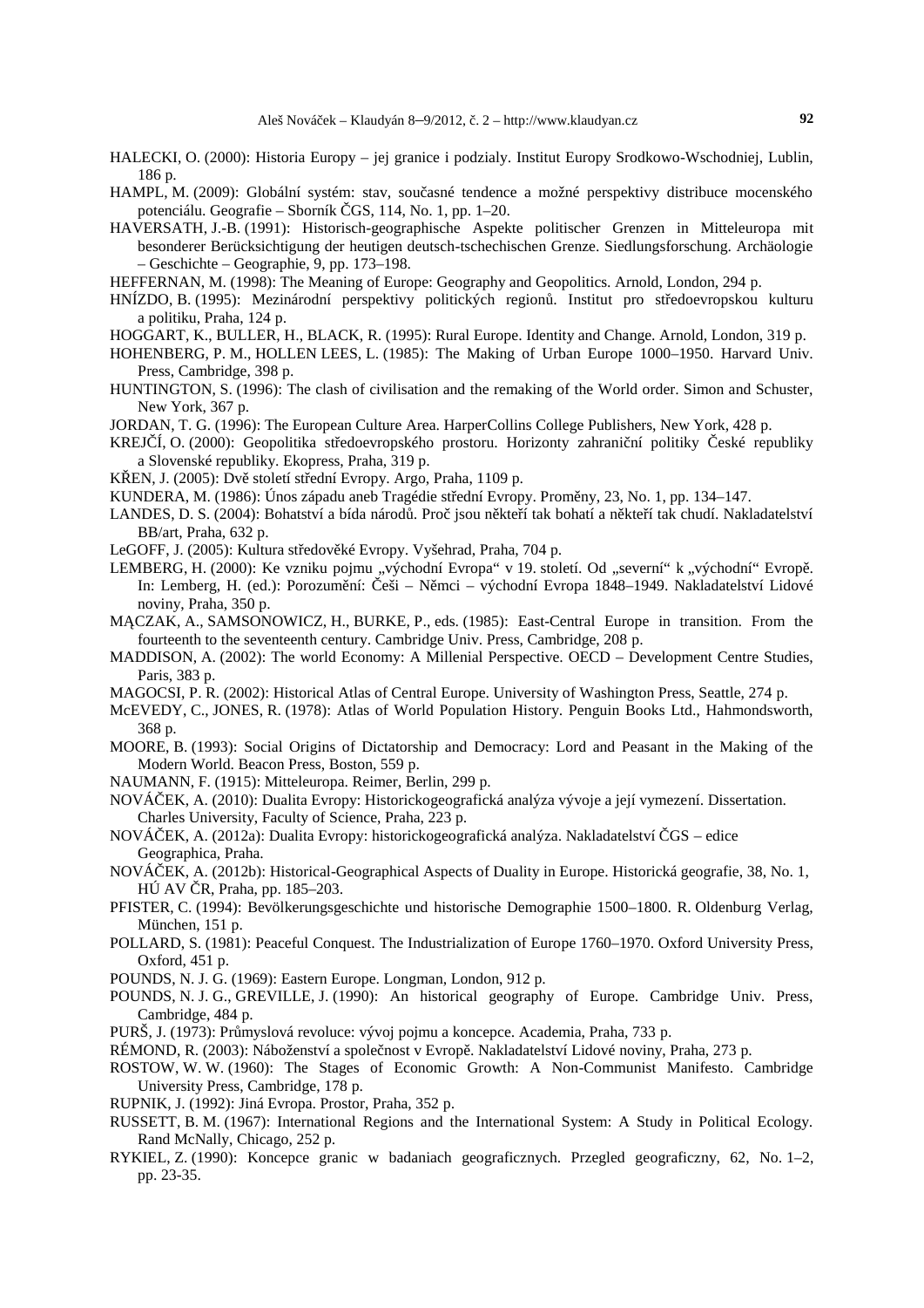HALECKI, O. (2000): Historia Europy – jej granice i podzialy. Institut Europy Srodkowo-Wschodniej, Lublin, 186 p.

HAMPL, M. (2009): Globální systém: stav, současné tendence a možné perspektivy distribuce mocenského potenciálu. Geografie – Sborník ČGS, 114, No. 1, pp. 1–20.

HAVERSATH, J.-B. (1991): Historisch-geographische Aspekte politischer Grenzen in Mitteleuropa mit besonderer Berücksichtigung der heutigen deutsch-tschechischen Grenze. Siedlungsforschung. Archäologie – Geschichte – Geographie, 9, pp. 173–198.

HEFFERNAN, M. (1998): The Meaning of Europe: Geography and Geopolitics. Arnold, London, 294 p.

HNÍZDO, B. (1995): Mezinárodní perspektivy politických regionů. Institut pro středoevropskou kulturu a politiku, Praha, 124 p.

HOGGART, K., BULLER, H., BLACK, R. (1995): Rural Europe. Identity and Change. Arnold, London, 319 p.

HOHENBERG, P. M., HOLLEN LEES, L. (1985): The Making of Urban Europe 1000–1950. Harvard Univ. Press, Cambridge, 398 p.

HUNTINGTON, S. (1996): The clash of civilisation and the remaking of the World order. Simon and Schuster, New York, 367 p.

JORDAN, T. G. (1996): The European Culture Area. HarperCollins College Publishers, New York, 428 p.

KREJČÍ, O. (2000): Geopolitika středoevropského prostoru. Horizonty zahraniční politiky České republiky a Slovenské republiky. Ekopress, Praha, 319 p.

KŘEN, J. (2005): Dvě století střední Evropy. Argo, Praha, 1109 p.

KUNDERA, M. (1986): Únos západu aneb Tragédie střední Evropy. Proměny, 23, No. 1, pp. 134–147.

LANDES, D. S. (2004): Bohatství a bída národů. Proč jsou někteří tak bohatí a někteří tak chudí. Nakladatelství BB/art, Praha, 632 p.

LeGOFF, J. (2005): Kultura středověké Evropy. Vyšehrad, Praha, 704 p.

LEMBERG, H. (2000): Ke vzniku pojmu „východní Evropa" v 19. století. Od „severní" k „východní" Evropě. In: Lemberg, H. (ed.): Porozumění: Češi – Němci – východní Evropa 1848–1949. Nakladatelství Lidové noviny, Praha, 350 p.

MĄCZAK, A., SAMSONOWICZ, H., BURKE, P., eds. (1985): East-Central Europe in transition. From the fourteenth to the seventeenth century. Cambridge Univ. Press, Cambridge, 208 p.

MADDISON, A. (2002): The world Economy: A Millenial Perspective. OECD – Development Centre Studies, Paris, 383 p.

MAGOCSI, P. R. (2002): Historical Atlas of Central Europe. University of Washington Press, Seattle, 274 p.

McEVEDY, C., JONES, R. (1978): Atlas of World Population History. Penguin Books Ltd., Hahmondsworth, 368 p.

MOORE, B. (1993): Social Origins of Dictatorship and Democracy: Lord and Peasant in the Making of the Modern World. Beacon Press, Boston, 559 p.

NAUMANN, F. (1915): Mitteleuropa. Reimer, Berlin, 299 p.

NOVÁČEK, A. (2010): Dualita Evropy: Historickogeografická analýza vývoje a její vymezení. Dissertation. Charles University, Faculty of Science, Praha, 223 p.

NOVÁČEK, A. (2012a): Dualita Evropy: historickogeografická analýza. Nakladatelství ČGS – edice Geographica, Praha.

NOVÁČEK, A. (2012b): Historical-Geographical Aspects of Duality in Europe. Historická geografie, 38, No. 1, HÚ AV ČR, Praha, pp. 185–203.

PFISTER, C. (1994): Bevölkerungsgeschichte und historische Demographie 1500–1800. R. Oldenburg Verlag, München, 151 p.

POLLARD, S. (1981): Peaceful Conquest. The Industrialization of Europe 1760–1970. Oxford University Press, Oxford, 451 p.

POUNDS, N. J. G. (1969): Eastern Europe. Longman, London, 912 p.

POUNDS, N. J. G., GREVILLE, J. (1990): An historical geography of Europe. Cambridge Univ. Press, Cambridge, 484 p.

PURŠ, J. (1973): Průmyslová revoluce: vývoj pojmu a koncepce. Academia, Praha, 733 p.

RÉMOND, R. (2003): Náboženství a společnost v Evropě. Nakladatelství Lidové noviny, Praha, 273 p.

ROSTOW, W. W. (1960): The Stages of Economic Growth: A Non-Communist Manifesto. Cambridge University Press, Cambridge, 178 p.

RUPNIK, J. (1992): Jiná Evropa. Prostor, Praha, 352 p.

RUSSETT, B. M. (1967): International Regions and the International System: A Study in Political Ecology. Rand McNally, Chicago, 252 p.

RYKIEL, Z. (1990): Koncepce granic w badaniach geograficznych. Przegled geograficzny, 62, No. 1–2, pp. 23-35.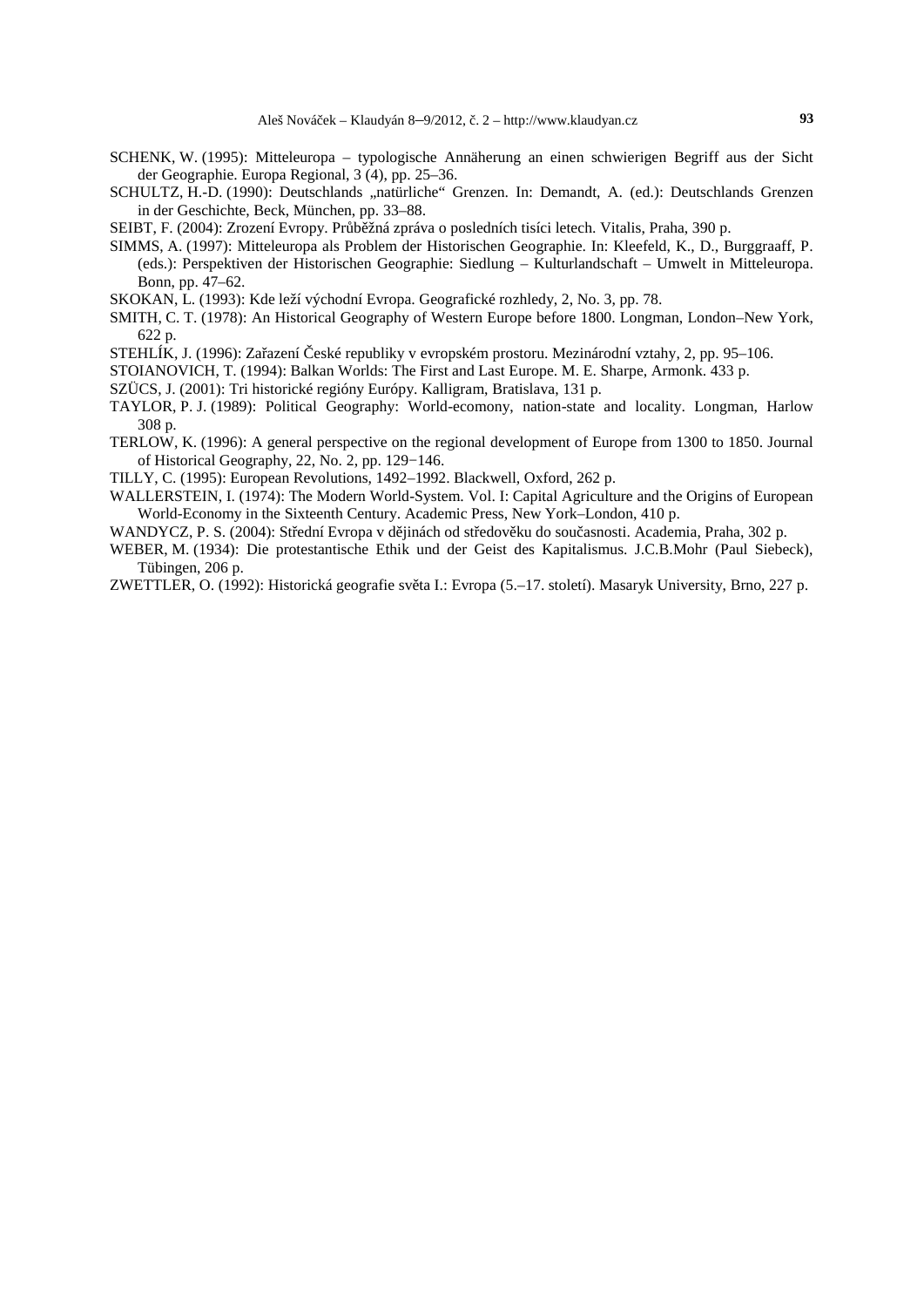SCHENK, W. (1995): Mitteleuropa – typologische Annäherung an einen schwierigen Begriff aus der Sicht der Geographie. Europa Regional, 3 (4), pp. 25–36.

SCHULTZ, H.-D. (1990): Deutschlands „natürliche“ Grenzen. In: Demandt, A. (ed.): Deutschlands Grenzen in der Geschichte, Beck, München, pp. 33–88.

SEIBT, F. (2004): Zrození Evropy. Průběžná zpráva o posledních tisíci letech. Vitalis, Praha, 390 p.

SIMMS, A. (1997): Mitteleuropa als Problem der Historischen Geographie. In: Kleefeld, K., D., Burggraaff, P. (eds.): Perspektiven der Historischen Geographie: Siedlung – Kulturlandschaft – Umwelt in Mitteleuropa. Bonn, pp. 47–62.

SKOKAN, L. (1993): Kde leží východní Evropa. Geografické rozhledy, 2, No. 3, pp. 78.

SMITH, C. T. (1978): An Historical Geography of Western Europe before 1800. Longman, London–New York, 622 p.

STEHLÍK, J. (1996): Zařazení České republiky v evropském prostoru. Mezinárodní vztahy, 2, pp. 95–106.

STOIANOVICH, T. (1994): Balkan Worlds: The First and Last Europe. M. E. Sharpe, Armonk. 433 p.

SZÜCS, J. (2001): Tri historické regióny Európy. Kalligram, Bratislava, 131 p.

TAYLOR, P. J. (1989): Political Geography: World-ecomony, nation-state and locality. Longman, Harlow 308 p.

TERLOW, K. (1996): A general perspective on the regional development of Europe from 1300 to 1850. Journal of Historical Geography, 22, No. 2, pp. 129−146.

TILLY, C. (1995): European Revolutions, 1492–1992. Blackwell, Oxford, 262 p.

WALLERSTEIN, I. (1974): The Modern World-System. Vol. I: Capital Agriculture and the Origins of European World-Economy in the Sixteenth Century. Academic Press, New York–London, 410 p.

WANDYCZ, P. S. (2004): Střední Evropa v dějinách od středověku do současnosti. Academia, Praha, 302 p.

WEBER, M. (1934): Die protestantische Ethik und der Geist des Kapitalismus. J.C.B.Mohr (Paul Siebeck), Tübingen, 206 p.

ZWETTLER, O. (1992): Historická geografie světa I.: Evropa (5.–17. století). Masaryk University, Brno, 227 p.